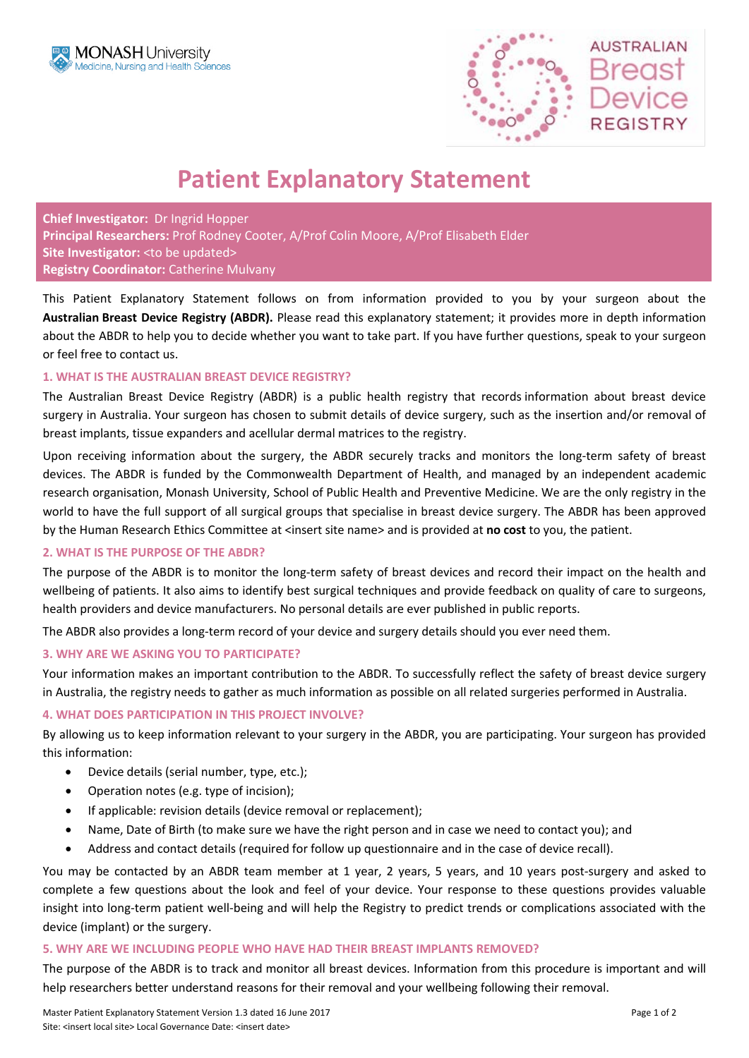MONASH University
Medicine, Nursing and Health Sciences

AUSTRALIAN Breast Device REGISTRY

# Patient Explanatory Statement

**Chief Investigator:** Dr Ingrid Hopper
**Principal Researchers:** Prof Rodney Cooter, A/Prof Colin Moore, A/Prof Elisabeth Elder
**Site Investigator:** <to be updated>
**Registry Coordinator:** Catherine Mulvany

This Patient Explanatory Statement follows on from information provided to you by your surgeon about the **Australian Breast Device Registry (ABDR).** Please read this explanatory statement; it provides more in depth information about the ABDR to help you to decide whether you want to take part. If you have further questions, speak to your surgeon or feel free to contact us.

## 1. WHAT IS THE AUSTRALIAN BREAST DEVICE REGISTRY?

The Australian Breast Device Registry (ABDR) is a public health registry that records information about breast device surgery in Australia. Your surgeon has chosen to submit details of device surgery, such as the insertion and/or removal of breast implants, tissue expanders and acellular dermal matrices to the registry.

Upon receiving information about the surgery, the ABDR securely tracks and monitors the long-term safety of breast devices. The ABDR is funded by the Commonwealth Department of Health, and managed by an independent academic research organisation, Monash University, School of Public Health and Preventive Medicine. We are the only registry in the world to have the full support of all surgical groups that specialise in breast device surgery. The ABDR has been approved by the Human Research Ethics Committee at <insert site name> and is provided at **no cost** to you, the patient.

## 2. WHAT IS THE PURPOSE OF THE ABDR?

The purpose of the ABDR is to monitor the long-term safety of breast devices and record their impact on the health and wellbeing of patients. It also aims to identify best surgical techniques and provide feedback on quality of care to surgeons, health providers and device manufacturers. No personal details are ever published in public reports.

The ABDR also provides a long-term record of your device and surgery details should you ever need them.

## 3. WHY ARE WE ASKING YOU TO PARTICIPATE?

Your information makes an important contribution to the ABDR. To successfully reflect the safety of breast device surgery in Australia, the registry needs to gather as much information as possible on all related surgeries performed in Australia.

## 4. WHAT DOES PARTICIPATION IN THIS PROJECT INVOLVE?

By allowing us to keep information relevant to your surgery in the ABDR, you are participating. Your surgeon has provided this information:

- Device details (serial number, type, etc.);
- Operation notes (e.g. type of incision);
- If applicable: revision details (device removal or replacement);
- Name, Date of Birth (to make sure we have the right person and in case we need to contact you); and
- Address and contact details (required for follow up questionnaire and in the case of device recall).

You may be contacted by an ABDR team member at 1 year, 2 years, 5 years, and 10 years post-surgery and asked to complete a few questions about the look and feel of your device. Your response to these questions provides valuable insight into long-term patient well-being and will help the Registry to predict trends or complications associated with the device (implant) or the surgery.

## 5. WHY ARE WE INCLUDING PEOPLE WHO HAVE HAD THEIR BREAST IMPLANTS REMOVED?

The purpose of the ABDR is to track and monitor all breast devices. Information from this procedure is important and will help researchers better understand reasons for their removal and your wellbeing following their removal.

Master Patient Explanatory Statement Version 1.3 dated 16 June 2017
Site: <insert local site> Local Governance Date: <insert date>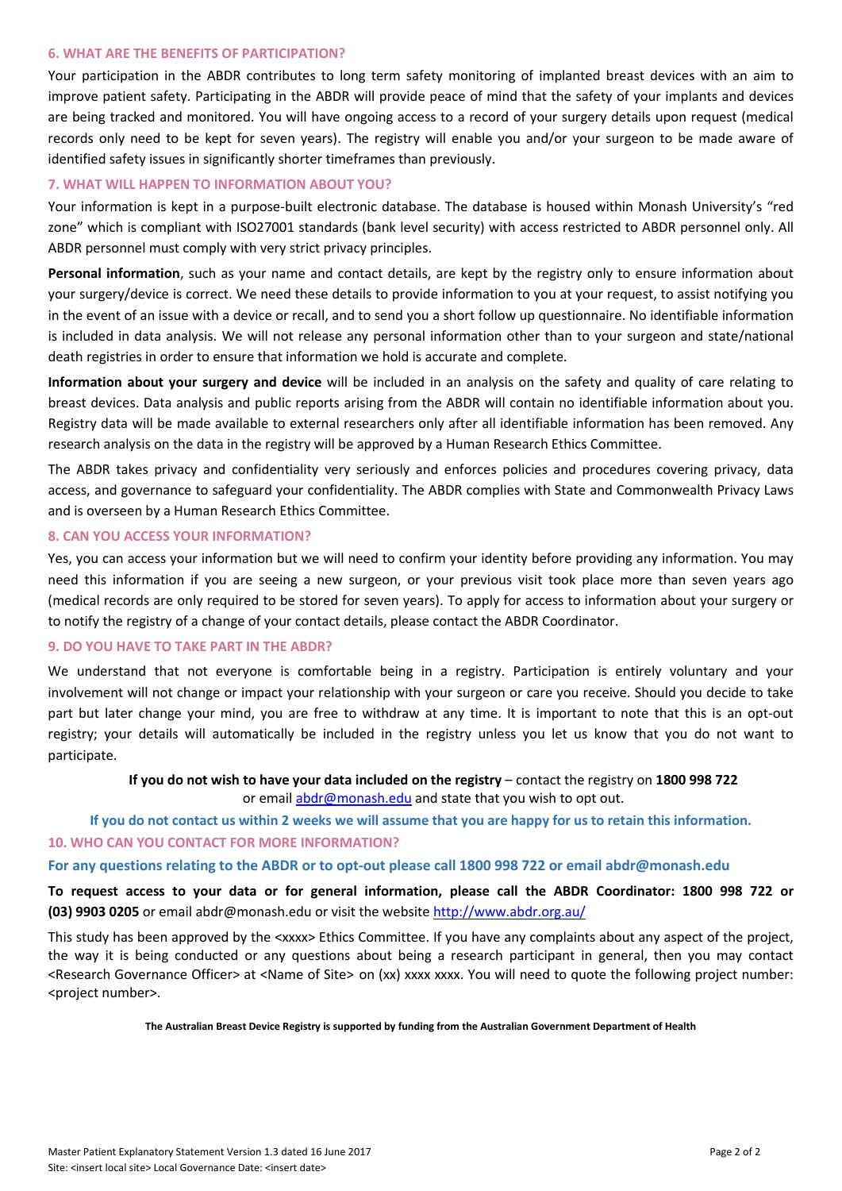## 6. WHAT ARE THE BENEFITS OF PARTICIPATION?

Your participation in the ABDR contributes to long term safety monitoring of implanted breast devices with an aim to improve patient safety. Participating in the ABDR will provide peace of mind that the safety of your implants and devices are being tracked and monitored. You will have ongoing access to a record of your surgery details upon request (medical records only need to be kept for seven years). The registry will enable you and/or your surgeon to be made aware of identified safety issues in significantly shorter timeframes than previously.

## 7. WHAT WILL HAPPEN TO INFORMATION ABOUT YOU?

Your information is kept in a purpose-built electronic database. The database is housed within Monash University's "red zone" which is compliant with ISO27001 standards (bank level security) with access restricted to ABDR personnel only. All ABDR personnel must comply with very strict privacy principles.

**Personal information**, such as your name and contact details, are kept by the registry only to ensure information about your surgery/device is correct. We need these details to provide information to you at your request, to assist notifying you in the event of an issue with a device or recall, and to send you a short follow up questionnaire. No identifiable information is included in data analysis. We will not release any personal information other than to your surgeon and state/national death registries in order to ensure that information we hold is accurate and complete.

**Information about your surgery and device** will be included in an analysis on the safety and quality of care relating to breast devices. Data analysis and public reports arising from the ABDR will contain no identifiable information about you. Registry data will be made available to external researchers only after all identifiable information has been removed. Any research analysis on the data in the registry will be approved by a Human Research Ethics Committee.

The ABDR takes privacy and confidentiality very seriously and enforces policies and procedures covering privacy, data access, and governance to safeguard your confidentiality. The ABDR complies with State and Commonwealth Privacy Laws and is overseen by a Human Research Ethics Committee.

## 8. CAN YOU ACCESS YOUR INFORMATION?

Yes, you can access your information but we will need to confirm your identity before providing any information. You may need this information if you are seeing a new surgeon, or your previous visit took place more than seven years ago (medical records are only required to be stored for seven years). To apply for access to information about your surgery or to notify the registry of a change of your contact details, please contact the ABDR Coordinator.

## 9. DO YOU HAVE TO TAKE PART IN THE ABDR?

We understand that not everyone is comfortable being in a registry. Participation is entirely voluntary and your involvement will not change or impact your relationship with your surgeon or care you receive. Should you decide to take part but later change your mind, you are free to withdraw at any time. It is important to note that this is an opt-out registry; your details will automatically be included in the registry unless you let us know that you do not want to participate.

**If you do not wish to have your data included on the registry** – contact the registry on **1800 998 722** or email abdr@monash.edu and state that you wish to opt out.

**If you do not contact us within 2 weeks we will assume that you are happy for us to retain this information.**

## 10. WHO CAN YOU CONTACT FOR MORE INFORMATION?

**For any questions relating to the ABDR or to opt-out please call 1800 998 722 or email abdr@monash.edu**

**To request access to your data or for general information, please call the ABDR Coordinator: 1800 998 722 or (03) 9903 0205** or email abdr@monash.edu or visit the website http://www.abdr.org.au/

This study has been approved by the <xxxx> Ethics Committee. If you have any complaints about any aspect of the project, the way it is being conducted or any questions about being a research participant in general, then you may contact <Research Governance Officer> at <Name of Site> on (xx) xxxx xxxx. You will need to quote the following project number: <project number>.

**The Australian Breast Device Registry is supported by funding from the Australian Government Department of Health**

Master Patient Explanatory Statement Version 1.3 dated 16 June 2017

Site: <insert local site> Local Governance Date: <insert date>